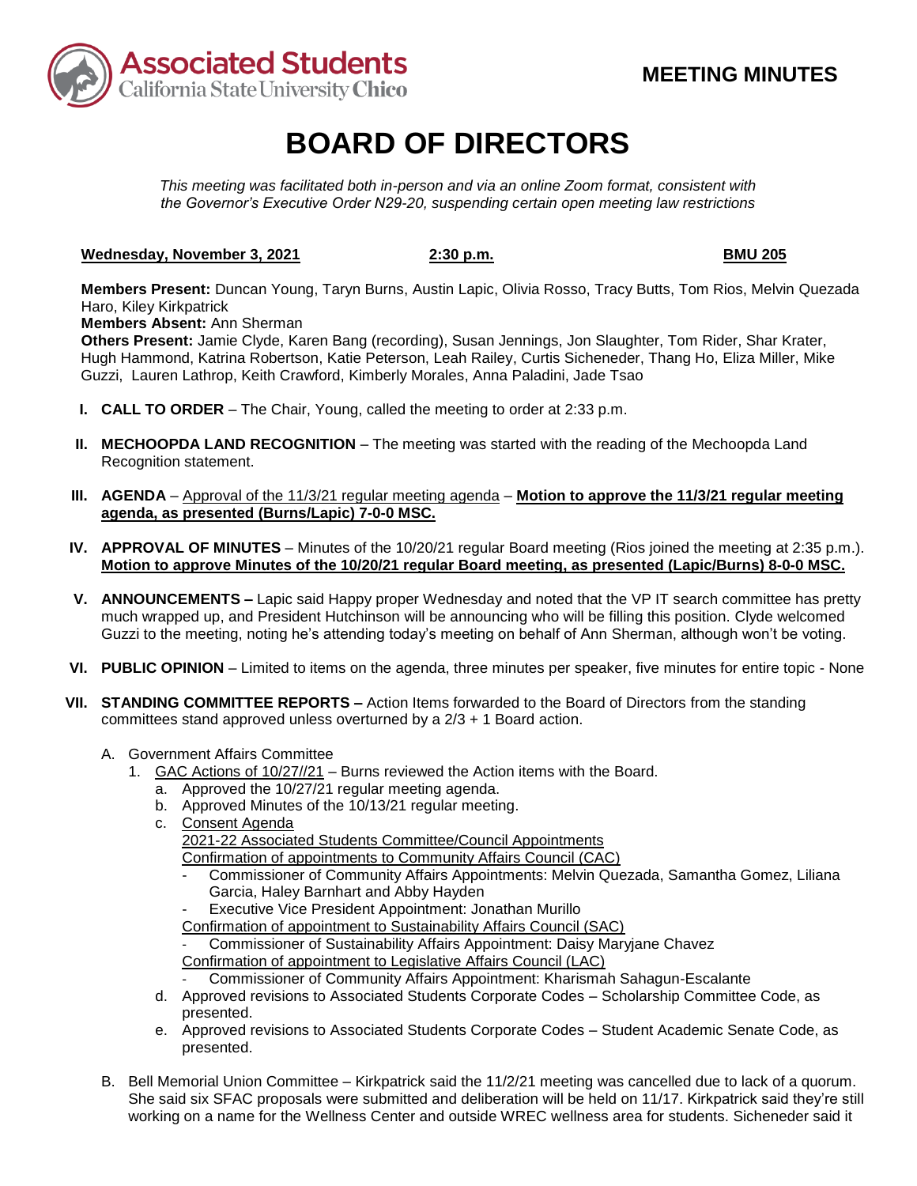**MEETING MINUTES**

# BOARD OF DIRECTORS

*This meeting was facilitated both in-person and via an online Zoom format, consistent with the Governor's Executive Order N29-20, suspending certain open meeting law restrictions*

**Wednesday, November 3, 2021** **2:30 p.m.** **BMU 205**

**Members Present:** Duncan Young, Taryn Burns, Austin Lapic, Olivia Rosso, Tracy Butts, Tom Rios, Melvin Quezada Haro, Kiley Kirkpatrick
**Members Absent:** Ann Sherman
**Others Present:** Jamie Clyde, Karen Bang (recording), Susan Jennings, Jon Slaughter, Tom Rider, Shar Krater, Hugh Hammond, Katrina Robertson, Katie Peterson, Leah Railey, Curtis Sicheneder, Thang Ho, Eliza Miller, Mike Guzzi, Lauren Lathrop, Keith Crawford, Kimberly Morales, Anna Paladini, Jade Tsao

**I. CALL TO ORDER** – The Chair, Young, called the meeting to order at 2:33 p.m.

**II. MECHOOPDA LAND RECOGNITION** – The meeting was started with the reading of the Mechoopda Land Recognition statement.

**III. AGENDA** – Approval of the 11/3/21 regular meeting agenda – **Motion to approve the 11/3/21 regular meeting agenda, as presented (Burns/Lapic) 7-0-0 MSC.**

**IV. APPROVAL OF MINUTES** – Minutes of the 10/20/21 regular Board meeting (Rios joined the meeting at 2:35 p.m.). **Motion to approve Minutes of the 10/20/21 regular Board meeting, as presented (Lapic/Burns) 8-0-0 MSC.**

**V. ANNOUNCEMENTS –** Lapic said Happy proper Wednesday and noted that the VP IT search committee has pretty much wrapped up, and President Hutchinson will be announcing who will be filling this position. Clyde welcomed Guzzi to the meeting, noting he's attending today's meeting on behalf of Ann Sherman, although won't be voting.

**VI. PUBLIC OPINION** – Limited to items on the agenda, three minutes per speaker, five minutes for entire topic - None

**VII. STANDING COMMITTEE REPORTS –** Action Items forwarded to the Board of Directors from the standing committees stand approved unless overturned by a 2/3 + 1 Board action.

A. Government Affairs Committee
   1. GAC Actions of 10/27//21 – Burns reviewed the Action items with the Board.
      a. Approved the 10/27/21 regular meeting agenda.
      b. Approved Minutes of the 10/13/21 regular meeting.
      c. Consent Agenda
         2021-22 Associated Students Committee/Council Appointments
         Confirmation of appointments to Community Affairs Council (CAC)
         - Commissioner of Community Affairs Appointments: Melvin Quezada, Samantha Gomez, Liliana Garcia, Haley Barnhart and Abby Hayden
         - Executive Vice President Appointment: Jonathan Murillo

         Confirmation of appointment to Sustainability Affairs Council (SAC)
         - Commissioner of Sustainability Affairs Appointment: Daisy Maryjane Chavez

         Confirmation of appointment to Legislative Affairs Council (LAC)
         - Commissioner of Community Affairs Appointment: Kharismah Sahagun-Escalante
      d. Approved revisions to Associated Students Corporate Codes – Scholarship Committee Code, as presented.
      e. Approved revisions to Associated Students Corporate Codes – Student Academic Senate Code, as presented.

B. Bell Memorial Union Committee – Kirkpatrick said the 11/2/21 meeting was cancelled due to lack of a quorum. She said six SFAC proposals were submitted and deliberation will be held on 11/17. Kirkpatrick said they're still working on a name for the Wellness Center and outside WREC wellness area for students. Sicheneder said it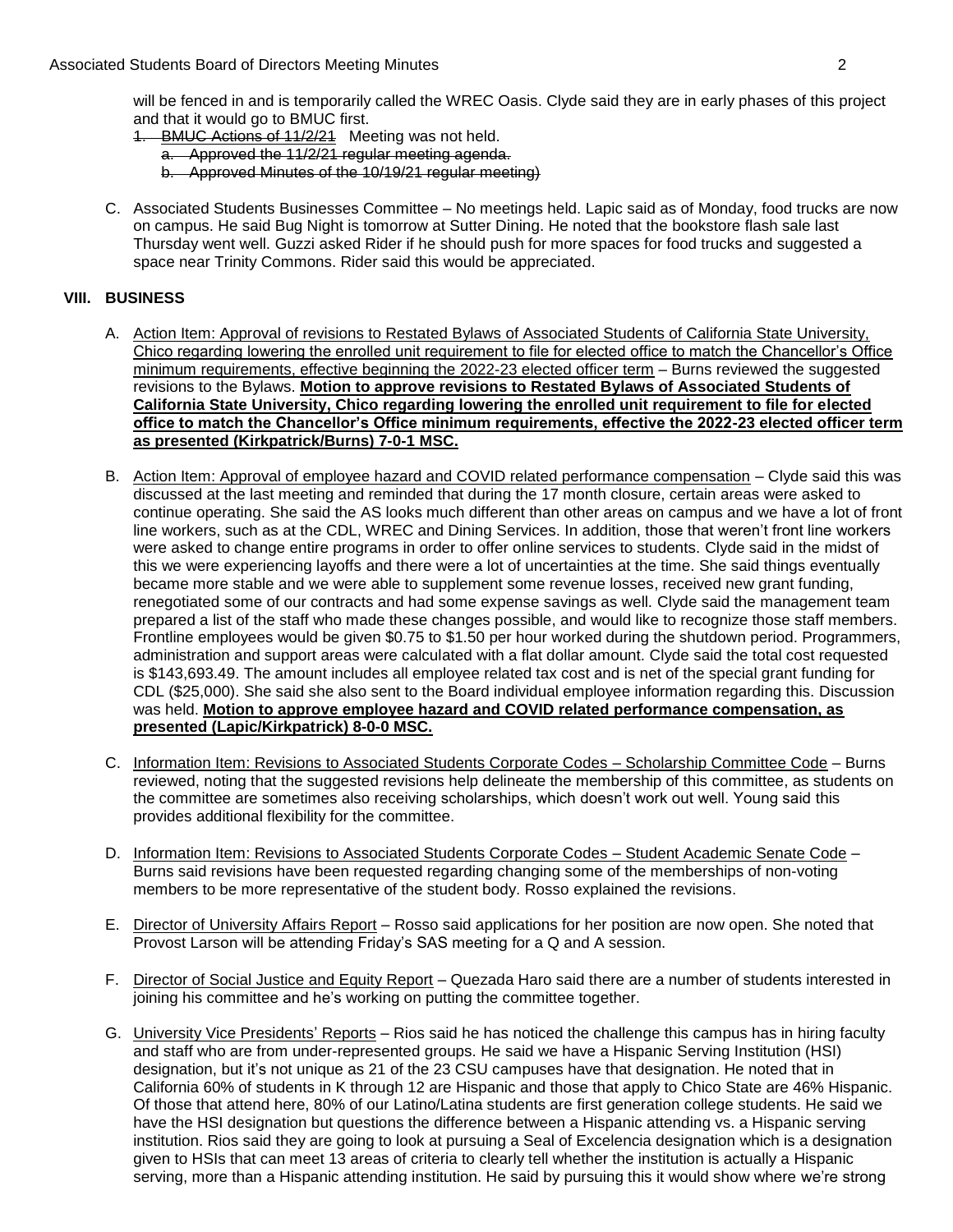will be fenced in and is temporarily called the WREC Oasis. Clyde said they are in early phases of this project and that it would go to BMUC first.

1. ~~BMUC Actions of 11/2/21~~ Meeting was not held.
   a. ~~Approved the 11/2/21 regular meeting agenda.~~
   b. ~~Approved Minutes of the 10/19/21 regular meeting)~~

C. Associated Students Businesses Committee – No meetings held. Lapic said as of Monday, food trucks are now on campus. He said Bug Night is tomorrow at Sutter Dining. He noted that the bookstore flash sale last Thursday went well. Guzzi asked Rider if he should push for more spaces for food trucks and suggested a space near Trinity Commons. Rider said this would be appreciated.

## VIII. BUSINESS

A. Action Item: Approval of revisions to Restated Bylaws of Associated Students of California State University, Chico regarding lowering the enrolled unit requirement to file for elected office to match the Chancellor's Office minimum requirements, effective beginning the 2022-23 elected officer term – Burns reviewed the suggested revisions to the Bylaws. **Motion to approve revisions to Restated Bylaws of Associated Students of California State University, Chico regarding lowering the enrolled unit requirement to file for elected office to match the Chancellor's Office minimum requirements, effective the 2022-23 elected officer term as presented (Kirkpatrick/Burns) 7-0-1 MSC.**

B. Action Item: Approval of employee hazard and COVID related performance compensation – Clyde said this was discussed at the last meeting and reminded that during the 17 month closure, certain areas were asked to continue operating. She said the AS looks much different than other areas on campus and we have a lot of front line workers, such as at the CDL, WREC and Dining Services. In addition, those that weren't front line workers were asked to change entire programs in order to offer online services to students. Clyde said in the midst of this we were experiencing layoffs and there were a lot of uncertainties at the time. She said things eventually became more stable and we were able to supplement some revenue losses, received new grant funding, renegotiated some of our contracts and had some expense savings as well. Clyde said the management team prepared a list of the staff who made these changes possible, and would like to recognize those staff members. Frontline employees would be given \$0.75 to \$1.50 per hour worked during the shutdown period. Programmers, administration and support areas were calculated with a flat dollar amount. Clyde said the total cost requested is \$143,693.49. The amount includes all employee related tax cost and is net of the special grant funding for CDL (\$25,000). She said she also sent to the Board individual employee information regarding this. Discussion was held. **Motion to approve employee hazard and COVID related performance compensation, as presented (Lapic/Kirkpatrick) 8-0-0 MSC.**

C. Information Item: Revisions to Associated Students Corporate Codes – Scholarship Committee Code – Burns reviewed, noting that the suggested revisions help delineate the membership of this committee, as students on the committee are sometimes also receiving scholarships, which doesn't work out well. Young said this provides additional flexibility for the committee.

D. Information Item: Revisions to Associated Students Corporate Codes – Student Academic Senate Code – Burns said revisions have been requested regarding changing some of the memberships of non-voting members to be more representative of the student body. Rosso explained the revisions.

E. Director of University Affairs Report – Rosso said applications for her position are now open. She noted that Provost Larson will be attending Friday's SAS meeting for a Q and A session.

F. Director of Social Justice and Equity Report – Quezada Haro said there are a number of students interested in joining his committee and he's working on putting the committee together.

G. University Vice Presidents' Reports – Rios said he has noticed the challenge this campus has in hiring faculty and staff who are from under-represented groups. He said we have a Hispanic Serving Institution (HSI) designation, but it's not unique as 21 of the 23 CSU campuses have that designation. He noted that in California 60% of students in K through 12 are Hispanic and those that apply to Chico State are 46% Hispanic. Of those that attend here, 80% of our Latino/Latina students are first generation college students. He said we have the HSI designation but questions the difference between a Hispanic attending vs. a Hispanic serving institution. Rios said they are going to look at pursuing a Seal of Excelencia designation which is a designation given to HSIs that can meet 13 areas of criteria to clearly tell whether the institution is actually a Hispanic serving, more than a Hispanic attending institution. He said by pursuing this it would show where we're strong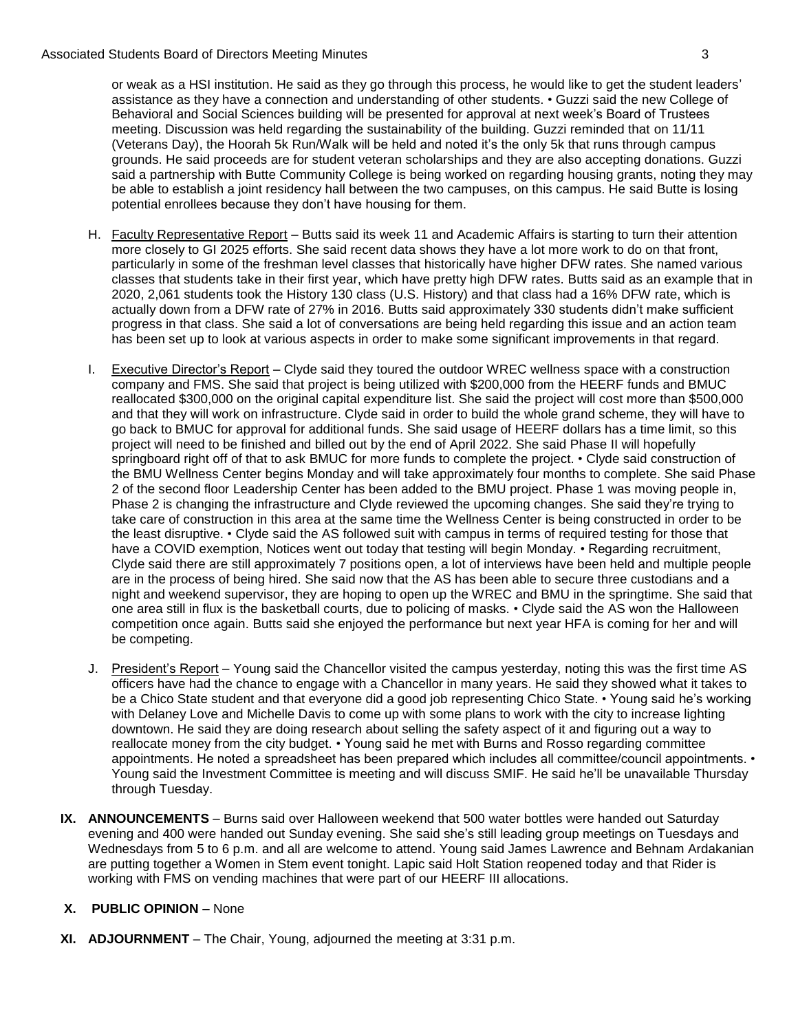or weak as a HSI institution. He said as they go through this process, he would like to get the student leaders' assistance as they have a connection and understanding of other students. • Guzzi said the new College of Behavioral and Social Sciences building will be presented for approval at next week's Board of Trustees meeting. Discussion was held regarding the sustainability of the building. Guzzi reminded that on 11/11 (Veterans Day), the Hoorah 5k Run/Walk will be held and noted it's the only 5k that runs through campus grounds. He said proceeds are for student veteran scholarships and they are also accepting donations. Guzzi said a partnership with Butte Community College is being worked on regarding housing grants, noting they may be able to establish a joint residency hall between the two campuses, on this campus. He said Butte is losing potential enrollees because they don't have housing for them.

H. Faculty Representative Report – Butts said its week 11 and Academic Affairs is starting to turn their attention more closely to GI 2025 efforts. She said recent data shows they have a lot more work to do on that front, particularly in some of the freshman level classes that historically have higher DFW rates. She named various classes that students take in their first year, which have pretty high DFW rates. Butts said as an example that in 2020, 2,061 students took the History 130 class (U.S. History) and that class had a 16% DFW rate, which is actually down from a DFW rate of 27% in 2016. Butts said approximately 330 students didn't make sufficient progress in that class. She said a lot of conversations are being held regarding this issue and an action team has been set up to look at various aspects in order to make some significant improvements in that regard.

I. Executive Director's Report – Clyde said they toured the outdoor WREC wellness space with a construction company and FMS. She said that project is being utilized with $200,000 from the HEERF funds and BMUC reallocated $300,000 on the original capital expenditure list. She said the project will cost more than $500,000 and that they will work on infrastructure. Clyde said in order to build the whole grand scheme, they will have to go back to BMUC for approval for additional funds. She said usage of HEERF dollars has a time limit, so this project will need to be finished and billed out by the end of April 2022. She said Phase II will hopefully springboard right off of that to ask BMUC for more funds to complete the project. • Clyde said construction of the BMU Wellness Center begins Monday and will take approximately four months to complete. She said Phase 2 of the second floor Leadership Center has been added to the BMU project. Phase 1 was moving people in, Phase 2 is changing the infrastructure and Clyde reviewed the upcoming changes. She said they're trying to take care of construction in this area at the same time the Wellness Center is being constructed in order to be the least disruptive. • Clyde said the AS followed suit with campus in terms of required testing for those that have a COVID exemption, Notices went out today that testing will begin Monday. • Regarding recruitment, Clyde said there are still approximately 7 positions open, a lot of interviews have been held and multiple people are in the process of being hired. She said now that the AS has been able to secure three custodians and a night and weekend supervisor, they are hoping to open up the WREC and BMU in the springtime. She said that one area still in flux is the basketball courts, due to policing of masks. • Clyde said the AS won the Halloween competition once again. Butts said she enjoyed the performance but next year HFA is coming for her and will be competing.

J. President's Report – Young said the Chancellor visited the campus yesterday, noting this was the first time AS officers have had the chance to engage with a Chancellor in many years. He said they showed what it takes to be a Chico State student and that everyone did a good job representing Chico State. • Young said he's working with Delaney Love and Michelle Davis to come up with some plans to work with the city to increase lighting downtown. He said they are doing research about selling the safety aspect of it and figuring out a way to reallocate money from the city budget. • Young said he met with Burns and Rosso regarding committee appointments. He noted a spreadsheet has been prepared which includes all committee/council appointments. • Young said the Investment Committee is meeting and will discuss SMIF. He said he'll be unavailable Thursday through Tuesday.

**IX. ANNOUNCEMENTS** – Burns said over Halloween weekend that 500 water bottles were handed out Saturday evening and 400 were handed out Sunday evening. She said she's still leading group meetings on Tuesdays and Wednesdays from 5 to 6 p.m. and all are welcome to attend. Young said James Lawrence and Behnam Ardakanian are putting together a Women in Stem event tonight. Lapic said Holt Station reopened today and that Rider is working with FMS on vending machines that were part of our HEERF III allocations.

**X. PUBLIC OPINION –** None

**XI. ADJOURNMENT** – The Chair, Young, adjourned the meeting at 3:31 p.m.